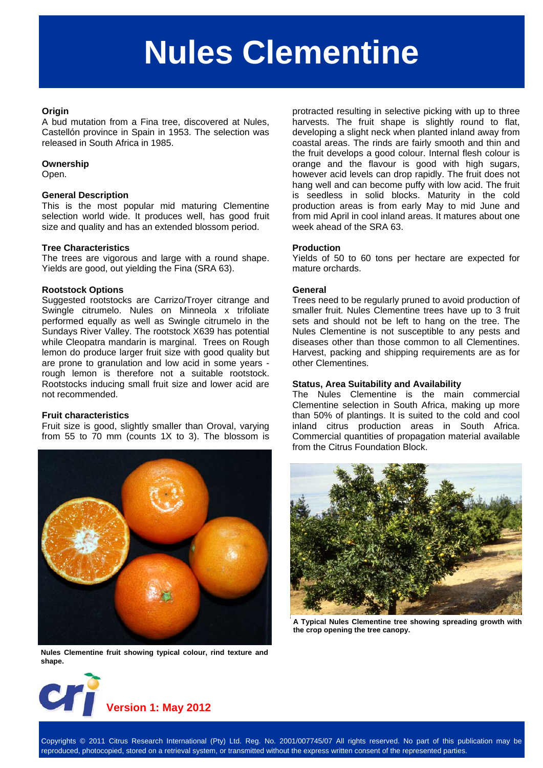# Nules Clementine

## Origin

A bud mutation from a Fina tree, discovered at Nules, Castellón province in Spain in 1953. The selection was released in South Africa in 1985.

## Ownership

Open.

## General Description

This is the most popular mid maturing Clementine selection world wide. It produces well, has good fruit size and quality and has an extended blossom period.

## Tree Characteristics

The trees are vigorous and large with a round shape. Yields are good, out yielding the Fina (SRA 63).

## Rootstock Options

Suggested rootstocks are Carrizo/Troyer citrange and Swingle citrumelo. Nules on Minneola x trifoliate performed equally as well as Swingle citrumelo in the Sundays River Valley. The rootstock X639 has potential while Cleopatra mandarin is marginal. Trees on Rough lemon do produce larger fruit size with good quality but are prone to granulation and low acid in some years - rough lemon is therefore not a suitable rootstock. Rootstocks inducing small fruit size and lower acid are not recommended.

## Fruit characteristics

Fruit size is good, slightly smaller than Oroval, varying from 55 to 70 mm (counts 1X to 3). The blossom is protracted resulting in selective picking with up to three harvests. The fruit shape is slightly round to flat, developing a slight neck when planted inland away from coastal areas. The rinds are fairly smooth and thin and the fruit develops a good colour. Internal flesh colour is orange and the flavour is good with high sugars, however acid levels can drop rapidly. The fruit does not hang well and can become puffy with low acid. The fruit is seedless in solid blocks. Maturity in the cold production areas is from early May to mid June and from mid April in cool inland areas. It matures about one week ahead of the SRA 63.

Nules Clementine fruit showing typical colour, rind texture and shape.

## Production

Yields of 50 to 60 tons per hectare are expected for mature orchards.

## General

Trees need to be regularly pruned to avoid production of smaller fruit. Nules Clementine trees have up to 3 fruit sets and should not be left to hang on the tree. The Nules Clementine is not susceptible to any pests and diseases other than those common to all Clementines. Harvest, packing and shipping requirements are as for other Clementines.

## Status, Area Suitability and Availability

The Nules Clementine is the main commercial Clementine selection in South Africa, making up more than 50% of plantings. It is suited to the cold and cool inland citrus production areas in South Africa. Commercial quantities of propagation material available from the Citrus Foundation Block.

A Typical Nules Clementine tree showing spreading growth with the crop opening the tree canopy.

**Version 1: May 2012**

Copyrights © 2011 Citrus Research International (Pty) Ltd. Reg. No. 2001/007745/07 All rights reserved. No part of this publication may be reproduced, photocopied, stored on a retrieval system, or transmitted without the express written consent of the represented parties.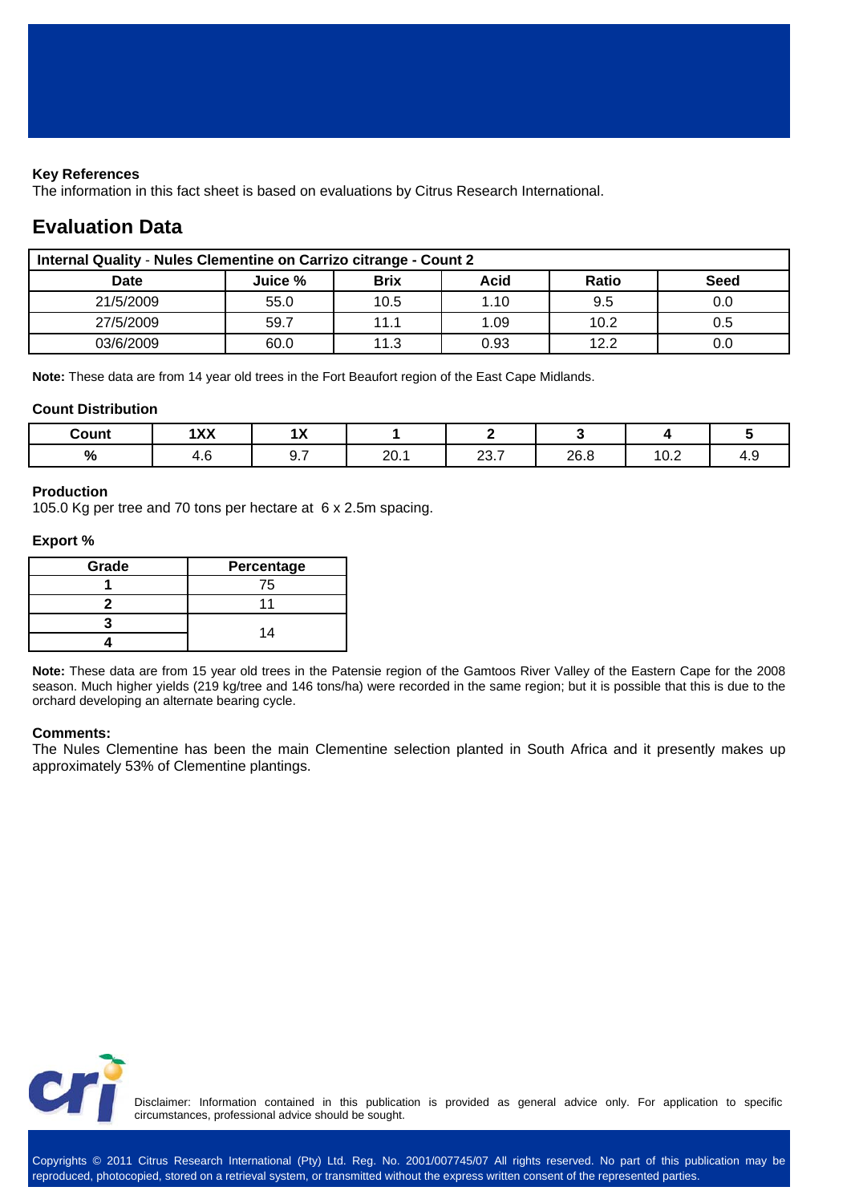**Key References**

The information in this fact sheet is based on evaluations by Citrus Research International.

## Evaluation Data

| Internal Quality - Nules Clementine on Carrizo citrange - Count 2 | | | | | |
|---|---|---|---|---|---|
| **Date** | **Juice %** | **Brix** | **Acid** | **Ratio** | **Seed** |
| 21/5/2009 | 55.0 | 10.5 | 1.10 | 9.5 | 0.0 |
| 27/5/2009 | 59.7 | 11.1 | 1.09 | 10.2 | 0.5 |
| 03/6/2009 | 60.0 | 11.3 | 0.93 | 12.2 | 0.0 |

**Note:** These data are from 14 year old trees in the Fort Beaufort region of the East Cape Midlands.

**Count Distribution**

| Count | 1XX | 1X | 1 | 2 | 3 | 4 | 5 |
|---|---|---|---|---|---|---|---|
| % | 4.6 | 9.7 | 20.1 | 23.7 | 26.8 | 10.2 | 4.9 |

**Production**

105.0 Kg per tree and 70 tons per hectare at 6 x 2.5m spacing.

**Export %**

| Grade | Percentage |
|---|---|
| 1 | 75 |
| 2 | 11 |
| 3 | 14 |
| 4 | |

**Note:** These data are from 15 year old trees in the Patensie region of the Gamtoos River Valley of the Eastern Cape for the 2008 season. Much higher yields (219 kg/tree and 146 tons/ha) were recorded in the same region; but it is possible that this is due to the orchard developing an alternate bearing cycle.

**Comments:**

The Nules Clementine has been the main Clementine selection planted in South Africa and it presently makes up approximately 53% of Clementine plantings.

Disclaimer: Information contained in this publication is provided as general advice only. For application to specific circumstances, professional advice should be sought.

Copyrights © 2011 Citrus Research International (Pty) Ltd. Reg. No. 2001/007745/07 All rights reserved. No part of this publication may be reproduced, photocopied, stored on a retrieval system, or transmitted without the express written consent of the represented parties.